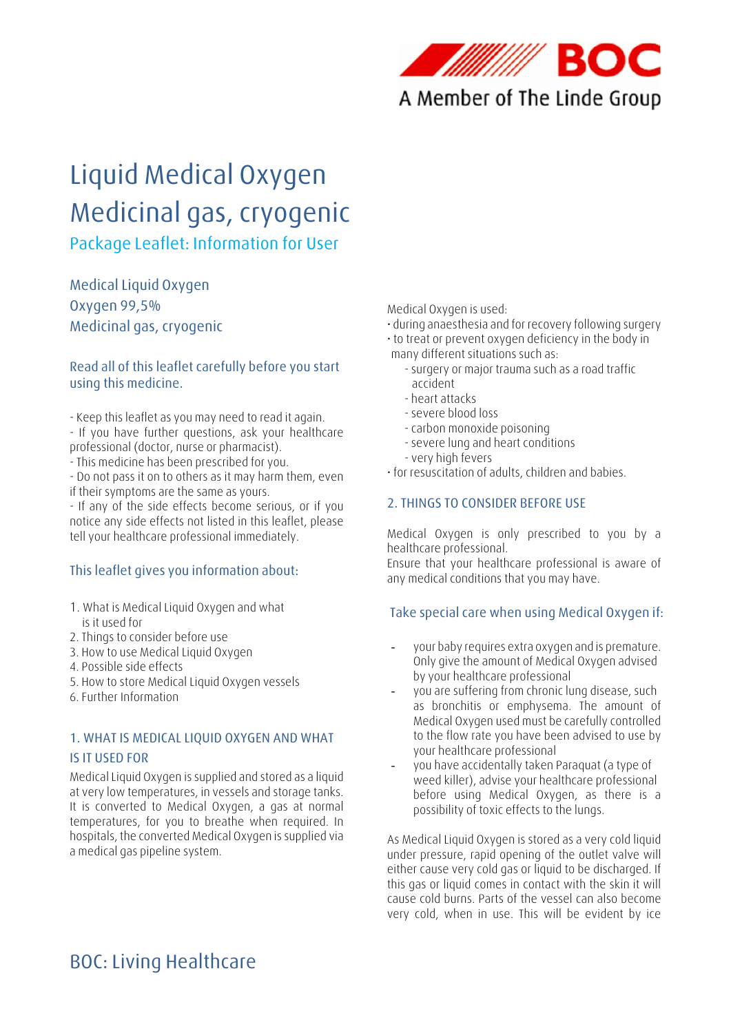# Liquid Medical Oxygen Medicinal gas, cryogenic

## Package Leaflet: Information for User

### Medical Liquid Oxygen
### Oxygen 99,5%
### Medicinal gas, cryogenic

### Read all of this leaflet carefully before you start using this medicine.

- Keep this leaflet as you may need to read it again.
- If you have further questions, ask your healthcare professional (doctor, nurse or pharmacist).
- This medicine has been prescribed for you.
- Do not pass it on to others as it may harm them, even if their symptoms are the same as yours.
- If any of the side effects become serious, or if you notice any side effects not listed in this leaflet, please tell your healthcare professional immediately.

### This leaflet gives you information about:

1. What is Medical Liquid Oxygen and what is it used for
2. Things to consider before use
3. How to use Medical Liquid Oxygen
4. Possible side effects
5. How to store Medical Liquid Oxygen vessels
6. Further Information

## 1. WHAT IS MEDICAL LIQUID OXYGEN AND WHAT IS IT USED FOR

Medical Liquid Oxygen is supplied and stored as a liquid at very low temperatures, in vessels and storage tanks. It is converted to Medical Oxygen, a gas at normal temperatures, for you to breathe when required. In hospitals, the converted Medical Oxygen is supplied via a medical gas pipeline system.

Medical Oxygen is used:

- during anaesthesia and for recovery following surgery
- to treat or prevent oxygen deficiency in the body in many different situations such as:
  - surgery or major trauma such as a road traffic accident
  - heart attacks
  - severe blood loss
  - carbon monoxide poisoning
  - severe lung and heart conditions
  - very high fevers
- for resuscitation of adults, children and babies.

## 2. THINGS TO CONSIDER BEFORE USE

Medical Oxygen is only prescribed to you by a healthcare professional.
Ensure that your healthcare professional is aware of any medical conditions that you may have.

### Take special care when using Medical Oxygen if:

- your baby requires extra oxygen and is premature. Only give the amount of Medical Oxygen advised by your healthcare professional
- you are suffering from chronic lung disease, such as bronchitis or emphysema. The amount of Medical Oxygen used must be carefully controlled to the flow rate you have been advised to use by your healthcare professional
- you have accidentally taken Paraquat (a type of weed killer), advise your healthcare professional before using Medical Oxygen, as there is a possibility of toxic effects to the lungs.

As Medical Liquid Oxygen is stored as a very cold liquid under pressure, rapid opening of the outlet valve will either cause very cold gas or liquid to be discharged. If this gas or liquid comes in contact with the skin it will cause cold burns. Parts of the vessel can also become very cold, when in use. This will be evident by ice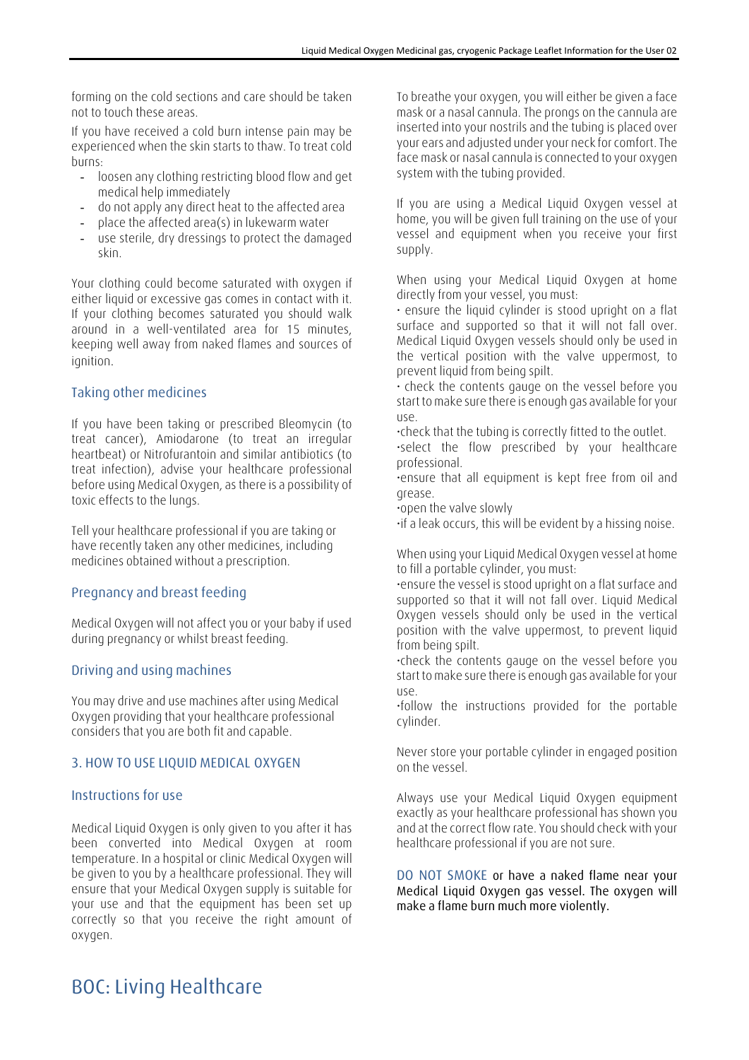forming on the cold sections and care should be taken not to touch these areas.

If you have received a cold burn intense pain may be experienced when the skin starts to thaw. To treat cold burns:

- loosen any clothing restricting blood flow and get medical help immediately
- do not apply any direct heat to the affected area
- place the affected area(s) in lukewarm water
- use sterile, dry dressings to protect the damaged skin.

Your clothing could become saturated with oxygen if either liquid or excessive gas comes in contact with it. If your clothing becomes saturated you should walk around in a well-ventilated area for 15 minutes, keeping well away from naked flames and sources of ignition.

## Taking other medicines

If you have been taking or prescribed Bleomycin (to treat cancer), Amiodarone (to treat an irregular heartbeat) or Nitrofurantoin and similar antibiotics (to treat infection), advise your healthcare professional before using Medical Oxygen, as there is a possibility of toxic effects to the lungs.

Tell your healthcare professional if you are taking or have recently taken any other medicines, including medicines obtained without a prescription.

## Pregnancy and breast feeding

Medical Oxygen will not affect you or your baby if used during pregnancy or whilst breast feeding.

## Driving and using machines

You may drive and use machines after using Medical Oxygen providing that your healthcare professional considers that you are both fit and capable.

## 3. HOW TO USE LIQUID MEDICAL OXYGEN

## Instructions for use

Medical Liquid Oxygen is only given to you after it has been converted into Medical Oxygen at room temperature. In a hospital or clinic Medical Oxygen will be given to you by a healthcare professional. They will ensure that your Medical Oxygen supply is suitable for your use and that the equipment has been set up correctly so that you receive the right amount of oxygen.

To breathe your oxygen, you will either be given a face mask or a nasal cannula. The prongs on the cannula are inserted into your nostrils and the tubing is placed over your ears and adjusted under your neck for comfort. The face mask or nasal cannula is connected to your oxygen system with the tubing provided.

If you are using a Medical Liquid Oxygen vessel at home, you will be given full training on the use of your vessel and equipment when you receive your first supply.

When using your Medical Liquid Oxygen at home directly from your vessel, you must:

- ensure the liquid cylinder is stood upright on a flat surface and supported so that it will not fall over. Medical Liquid Oxygen vessels should only be used in the vertical position with the valve uppermost, to prevent liquid from being spilt.
- check the contents gauge on the vessel before you start to make sure there is enough gas available for your use.
- check that the tubing is correctly fitted to the outlet.
- select the flow prescribed by your healthcare professional.
- ensure that all equipment is kept free from oil and grease.
- open the valve slowly
- if a leak occurs, this will be evident by a hissing noise.

When using your Liquid Medical Oxygen vessel at home to fill a portable cylinder, you must:

- ensure the vessel is stood upright on a flat surface and supported so that it will not fall over. Liquid Medical Oxygen vessels should only be used in the vertical position with the valve uppermost, to prevent liquid from being spilt.
- check the contents gauge on the vessel before you start to make sure there is enough gas available for your use.
- follow the instructions provided for the portable cylinder.

Never store your portable cylinder in engaged position on the vessel.

Always use your Medical Liquid Oxygen equipment exactly as your healthcare professional has shown you and at the correct flow rate. You should check with your healthcare professional if you are not sure.

DO NOT SMOKE or have a naked flame near your Medical Liquid Oxygen gas vessel. The oxygen will make a flame burn much more violently.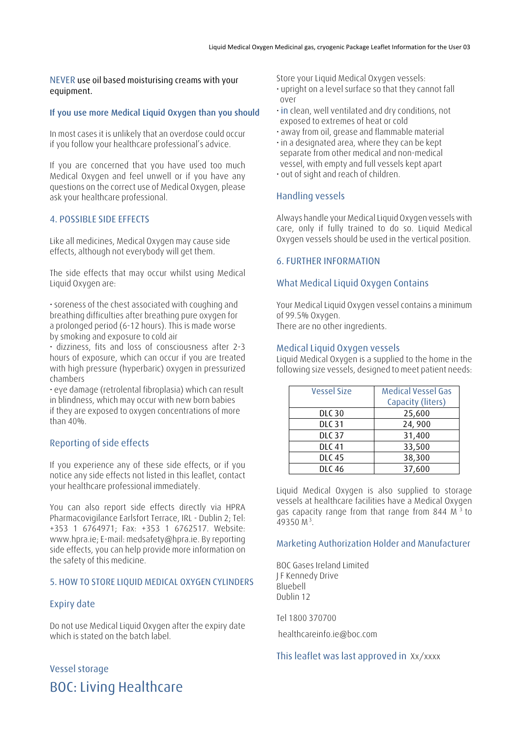**NEVER** use oil based moisturising creams with your equipment.

### If you use more Medical Liquid Oxygen than you should

In most cases it is unlikely that an overdose could occur if you follow your healthcare professional's advice.

If you are concerned that you have used too much Medical Oxygen and feel unwell or if you have any questions on the correct use of Medical Oxygen, please ask your healthcare professional.

## 4. POSSIBLE SIDE EFFECTS

Like all medicines, Medical Oxygen may cause side effects, although not everybody will get them.

The side effects that may occur whilst using Medical Liquid Oxygen are:

- soreness of the chest associated with coughing and breathing difficulties after breathing pure oxygen for a prolonged period (6-12 hours). This is made worse by smoking and exposure to cold air
- dizziness, fits and loss of consciousness after 2-3 hours of exposure, which can occur if you are treated with high pressure (hyperbaric) oxygen in pressurized chambers
- eye damage (retrolental fibroplasia) which can result in blindness, which may occur with new born babies if they are exposed to oxygen concentrations of more than 40%.

### Reporting of side effects

If you experience any of these side effects, or if you notice any side effects not listed in this leaflet, contact your healthcare professional immediately.

You can also report side effects directly via HPRA Pharmacovigilance Earlsfort Terrace, IRL - Dublin 2; Tel: +353 1 6764971; Fax: +353 1 6762517. Website: www.hpra.ie; E-mail: medsafety@hpra.ie. By reporting side effects, you can help provide more information on the safety of this medicine.

## 5. HOW TO STORE LIQUID MEDICAL OXYGEN CYLINDERS

### Expiry date

Do not use Medical Liquid Oxygen after the expiry date which is stated on the batch label.

### Vessel storage

Store your Liquid Medical Oxygen vessels:

- upright on a level surface so that they cannot fall over
- in clean, well ventilated and dry conditions, not exposed to extremes of heat or cold
- away from oil, grease and flammable material
- in a designated area, where they can be kept separate from other medical and non-medical vessel, with empty and full vessels kept apart
- out of sight and reach of children.

### Handling vessels

Always handle your Medical Liquid Oxygen vessels with care, only if fully trained to do so. Liquid Medical Oxygen vessels should be used in the vertical position.

## 6. FURTHER INFORMATION

### What Medical Liquid Oxygen Contains

Your Medical Liquid Oxygen vessel contains a minimum of 99.5% Oxygen.
There are no other ingredients.

### Medical Liquid Oxygen vessels

Liquid Medical Oxygen is a supplied to the home in the following size vessels, designed to meet patient needs:

| Vessel Size | Medical Vessel Gas Capacity (liters) |
|---|---|
| DLC 30 | 25,600 |
| DLC 31 | 24, 900 |
| DLC 37 | 31,400 |
| DLC 41 | 33,500 |
| DLC 45 | 38,300 |
| DLC 46 | 37,600 |

Liquid Medical Oxygen is also supplied to storage vessels at healthcare facilities have a Medical Oxygen gas capacity range from that range from 844 $M^3$ to 49350 $M^3$.

### Marketing Authorization Holder and Manufacturer

BOC Gases Ireland Limited
J F Kennedy Drive
Bluebell
Dublin 12

Tel 1800 370700

healthcareinfo.ie@boc.com

This leaflet was last approved in Xx/xxxx

BOC: Living Healthcare